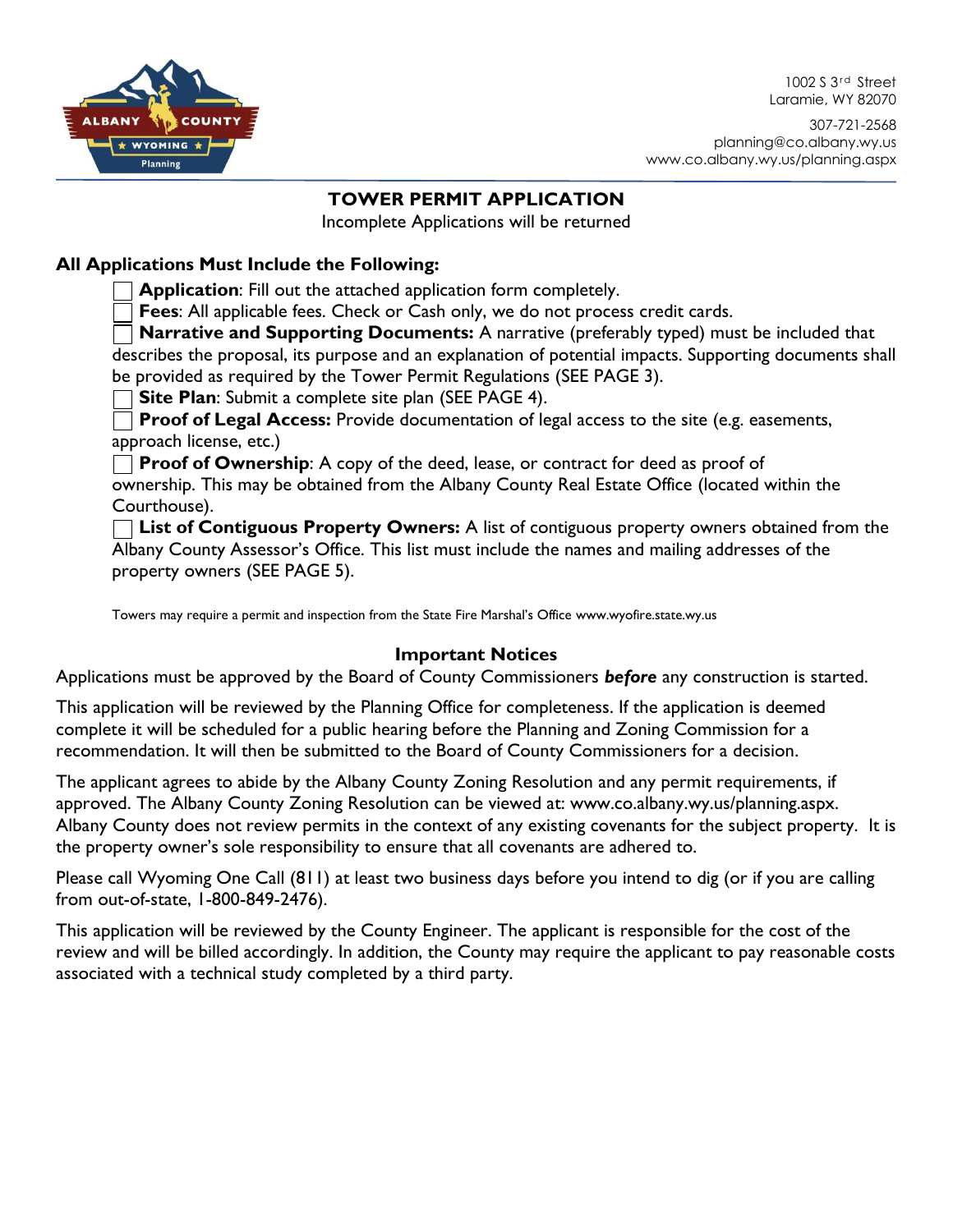1002 S 3rd Street
Laramie, WY 82070

307-721-2568
planning@co.albany.wy.us
www.co.albany.wy.us/planning.aspx

# TOWER PERMIT APPLICATION

Incomplete Applications will be returned

## All Applications Must Include the Following:

- ☐ **Application**: Fill out the attached application form completely.
- ☐ **Fees**: All applicable fees. Check or Cash only, we do not process credit cards.
- ☐ **Narrative and Supporting Documents:** A narrative (preferably typed) must be included that describes the proposal, its purpose and an explanation of potential impacts. Supporting documents shall be provided as required by the Tower Permit Regulations (SEE PAGE 3).
- ☐ **Site Plan**: Submit a complete site plan (SEE PAGE 4).
- ☐ **Proof of Legal Access:** Provide documentation of legal access to the site (e.g. easements, approach license, etc.)
- ☐ **Proof of Ownership**: A copy of the deed, lease, or contract for deed as proof of ownership. This may be obtained from the Albany County Real Estate Office (located within the Courthouse).
- ☐ **List of Contiguous Property Owners:** A list of contiguous property owners obtained from the Albany County Assessor's Office. This list must include the names and mailing addresses of the property owners (SEE PAGE 5).

Towers may require a permit and inspection from the State Fire Marshal's Office www.wyofire.state.wy.us

## Important Notices

Applications must be approved by the Board of County Commissioners ***before*** any construction is started.

This application will be reviewed by the Planning Office for completeness. If the application is deemed complete it will be scheduled for a public hearing before the Planning and Zoning Commission for a recommendation. It will then be submitted to the Board of County Commissioners for a decision.

The applicant agrees to abide by the Albany County Zoning Resolution and any permit requirements, if approved. The Albany County Zoning Resolution can be viewed at: www.co.albany.wy.us/planning.aspx. Albany County does not review permits in the context of any existing covenants for the subject property. It is the property owner's sole responsibility to ensure that all covenants are adhered to.

Please call Wyoming One Call (811) at least two business days before you intend to dig (or if you are calling from out-of-state, 1-800-849-2476).

This application will be reviewed by the County Engineer. The applicant is responsible for the cost of the review and will be billed accordingly. In addition, the County may require the applicant to pay reasonable costs associated with a technical study completed by a third party.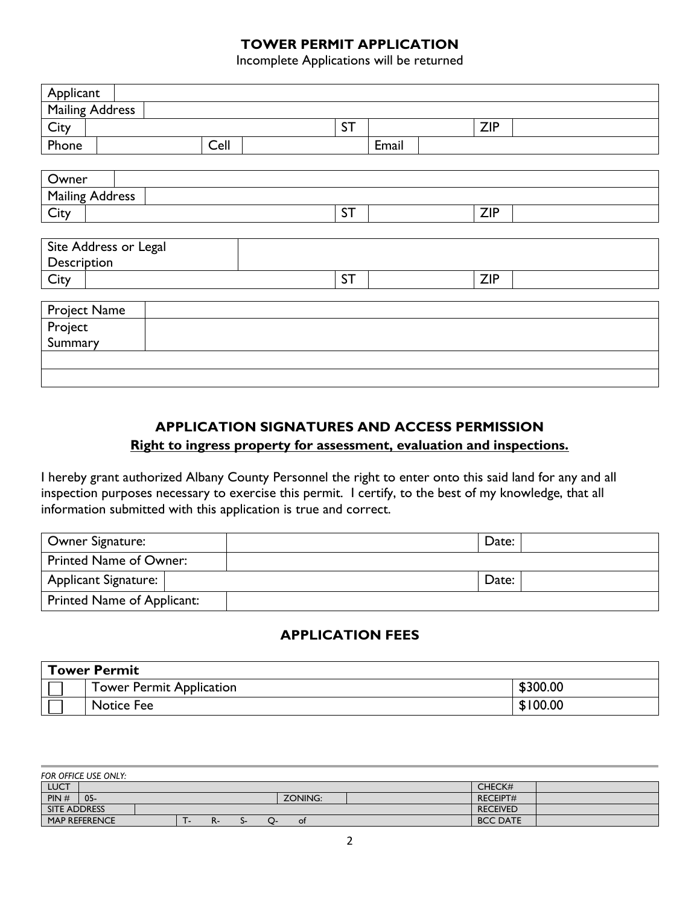## TOWER PERMIT APPLICATION

Incomplete Applications will be returned

| Applicant | | | | | |
|---|---|---|---|---|---|
| Mailing Address | | | | | |
| City | | ST | | ZIP | |
| Phone | | Cell | | Email | |

| Owner | | | | | |
|---|---|---|---|---|---|
| Mailing Address | | | | | |
| City | | ST | | ZIP | |

| Site Address or Legal Description | | | | | |
|---|---|---|---|---|---|
| City | | ST | | ZIP | |

| Project Name | |
|---|---|
| Project Summary | |
| | |
| | |

## APPLICATION SIGNATURES AND ACCESS PERMISSION

**Right to ingress property for assessment, evaluation and inspections.**

I hereby grant authorized Albany County Personnel the right to enter onto this said land for any and all inspection purposes necessary to exercise this permit. I certify, to the best of my knowledge, that all information submitted with this application is true and correct.

| Owner Signature: | | Date: | |
|---|---|---|---|
| Printed Name of Owner: | | | |
| Applicant Signature: | | Date: | |
| Printed Name of Applicant: | | | |

## APPLICATION FEES

| **Tower Permit** | | |
|---|---|---|
| ☐ | Tower Permit Application | $300.00 |
| ☐ | Notice Fee | $100.00 |

*FOR OFFICE USE ONLY:*

| LUCT | | | | CHECK# | |
|---|---|---|---|---|---|
| PIN # | 05- | ZONING: | | RECEIPT# | |
| SITE ADDRESS | | | | RECEIVED | |
| MAP REFERENCE | T- R- S- Q- of | | | BCC DATE | |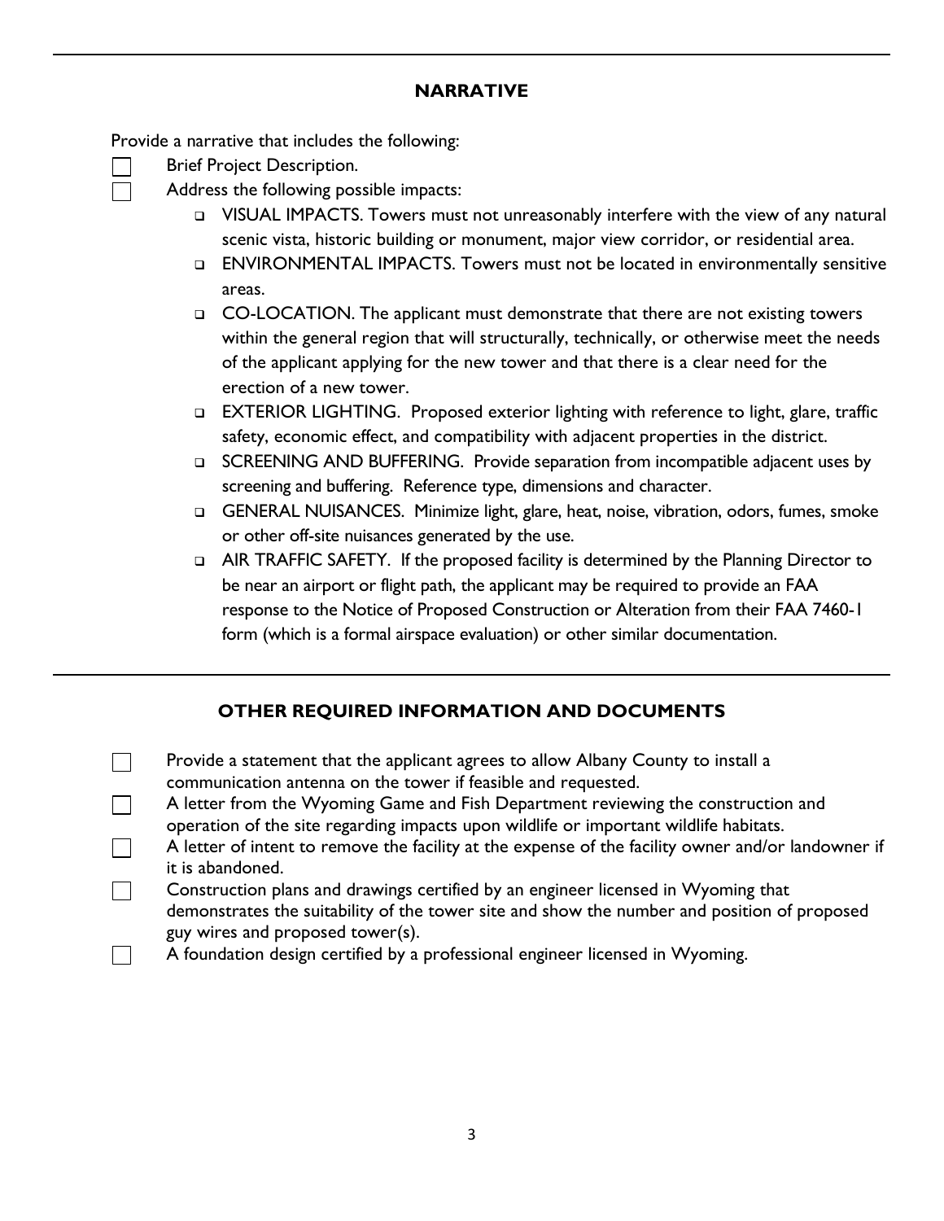## NARRATIVE

Provide a narrative that includes the following:

- [ ] Brief Project Description.
- [ ] Address the following possible impacts:
  - VISUAL IMPACTS. Towers must not unreasonably interfere with the view of any natural scenic vista, historic building or monument, major view corridor, or residential area.
  - ENVIRONMENTAL IMPACTS. Towers must not be located in environmentally sensitive areas.
  - CO-LOCATION. The applicant must demonstrate that there are not existing towers within the general region that will structurally, technically, or otherwise meet the needs of the applicant applying for the new tower and that there is a clear need for the erection of a new tower.
  - EXTERIOR LIGHTING. Proposed exterior lighting with reference to light, glare, traffic safety, economic effect, and compatibility with adjacent properties in the district.
  - SCREENING AND BUFFERING. Provide separation from incompatible adjacent uses by screening and buffering. Reference type, dimensions and character.
  - GENERAL NUISANCES. Minimize light, glare, heat, noise, vibration, odors, fumes, smoke or other off-site nuisances generated by the use.
  - AIR TRAFFIC SAFETY. If the proposed facility is determined by the Planning Director to be near an airport or flight path, the applicant may be required to provide an FAA response to the Notice of Proposed Construction or Alteration from their FAA 7460-1 form (which is a formal airspace evaluation) or other similar documentation.

---

## OTHER REQUIRED INFORMATION AND DOCUMENTS

- [ ] Provide a statement that the applicant agrees to allow Albany County to install a communication antenna on the tower if feasible and requested.
- [ ] A letter from the Wyoming Game and Fish Department reviewing the construction and operation of the site regarding impacts upon wildlife or important wildlife habitats.
- [ ] A letter of intent to remove the facility at the expense of the facility owner and/or landowner if it is abandoned.
- [ ] Construction plans and drawings certified by an engineer licensed in Wyoming that demonstrates the suitability of the tower site and show the number and position of proposed guy wires and proposed tower(s).
- [ ] A foundation design certified by a professional engineer licensed in Wyoming.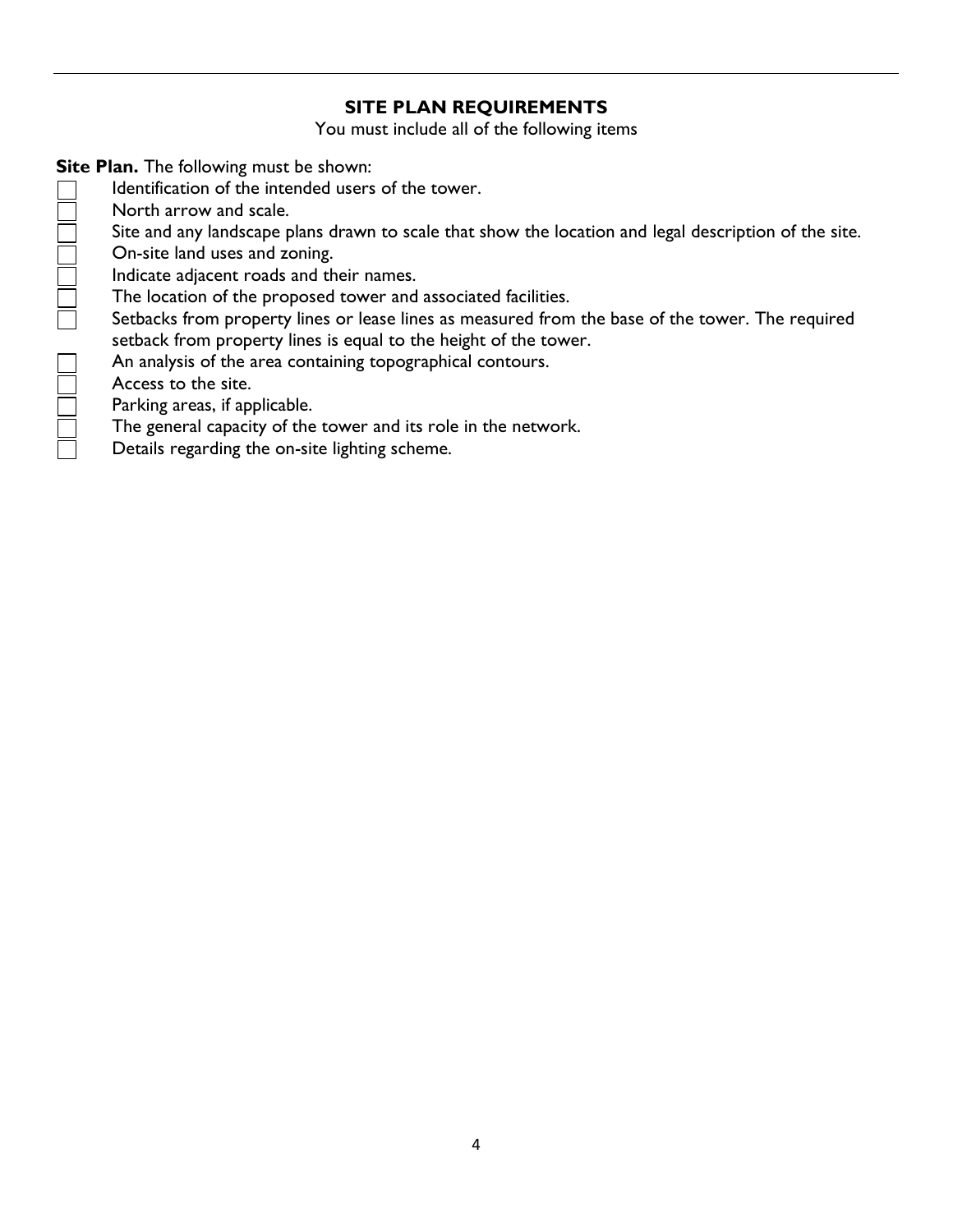## SITE PLAN REQUIREMENTS

You must include all of the following items

**Site Plan.** The following must be shown:

- [ ] Identification of the intended users of the tower.
- [ ] North arrow and scale.
- [ ] Site and any landscape plans drawn to scale that show the location and legal description of the site.
- [ ] On-site land uses and zoning.
- [ ] Indicate adjacent roads and their names.
- [ ] The location of the proposed tower and associated facilities.
- [ ] Setbacks from property lines or lease lines as measured from the base of the tower. The required setback from property lines is equal to the height of the tower.
- [ ] An analysis of the area containing topographical contours.
- [ ] Access to the site.
- [ ] Parking areas, if applicable.
- [ ] The general capacity of the tower and its role in the network.
- [ ] Details regarding the on-site lighting scheme.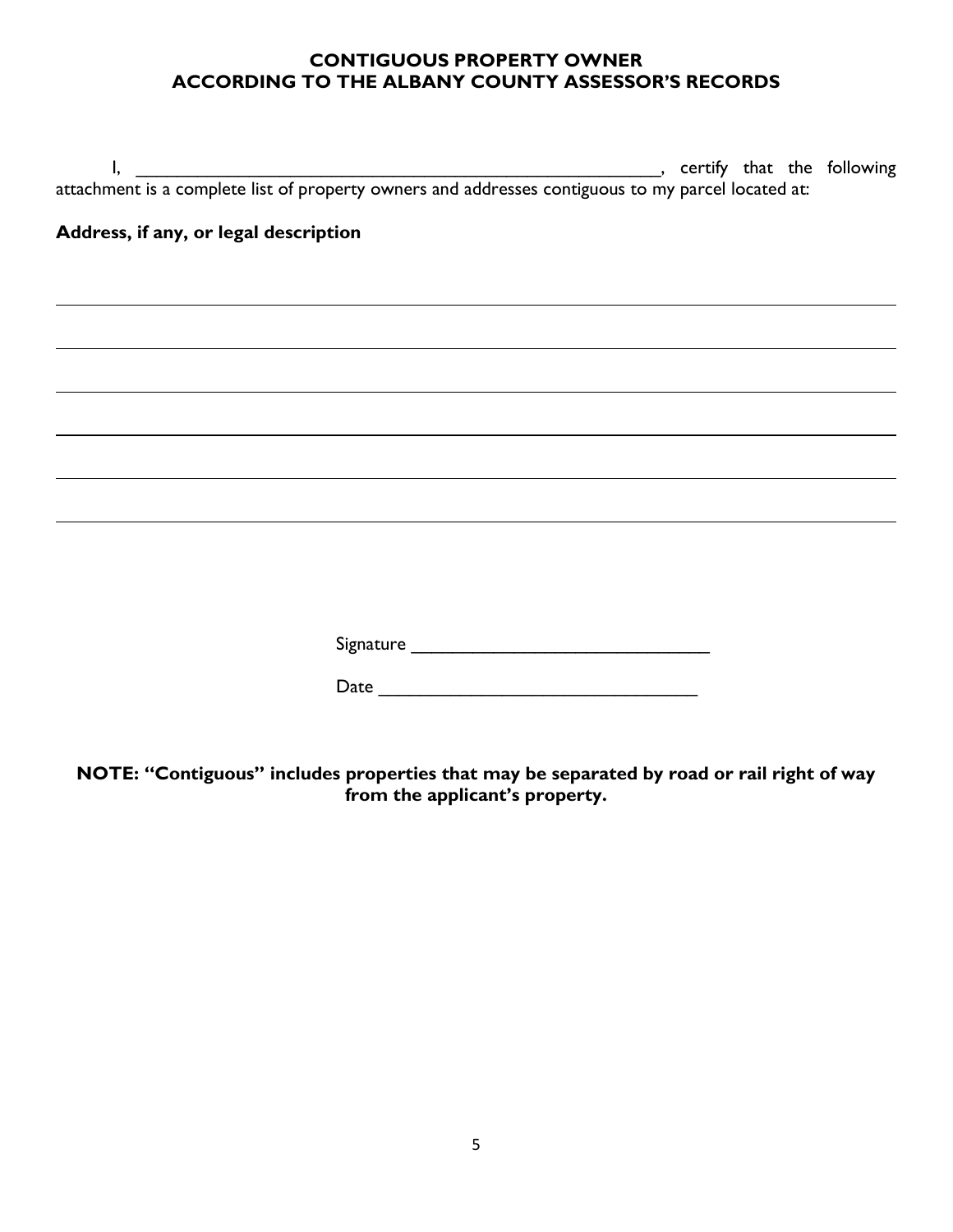## CONTIGUOUS PROPERTY OWNER
## ACCORDING TO THE ALBANY COUNTY ASSESSOR'S RECORDS

I, ________________________________________________________, certify that the following attachment is a complete list of property owners and addresses contiguous to my parcel located at:

**Address, if any, or legal description**

________________________________________________________________________________

________________________________________________________________________________

________________________________________________________________________________

________________________________________________________________________________

________________________________________________________________________________

________________________________________________________________________________

Signature ______________________________

Date ________________________________

**NOTE: "Contiguous" includes properties that may be separated by road or rail right of way from the applicant's property.**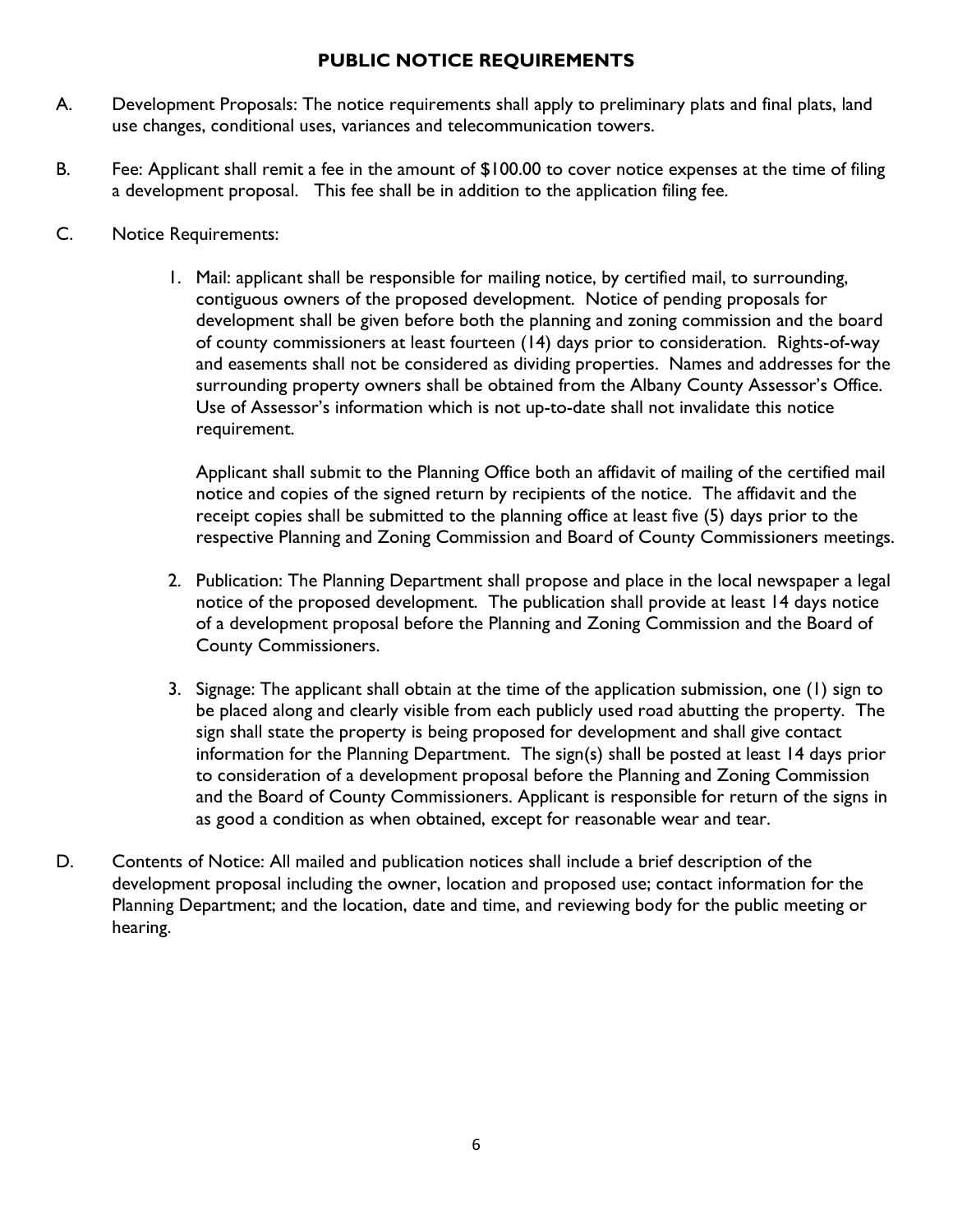## PUBLIC NOTICE REQUIREMENTS

A. Development Proposals: The notice requirements shall apply to preliminary plats and final plats, land use changes, conditional uses, variances and telecommunication towers.

B. Fee: Applicant shall remit a fee in the amount of $100.00 to cover notice expenses at the time of filing a development proposal. This fee shall be in addition to the application filing fee.

C. Notice Requirements:

1. Mail: applicant shall be responsible for mailing notice, by certified mail, to surrounding, contiguous owners of the proposed development. Notice of pending proposals for development shall be given before both the planning and zoning commission and the board of county commissioners at least fourteen (14) days prior to consideration. Rights-of-way and easements shall not be considered as dividing properties. Names and addresses for the surrounding property owners shall be obtained from the Albany County Assessor's Office. Use of Assessor's information which is not up-to-date shall not invalidate this notice requirement.

   Applicant shall submit to the Planning Office both an affidavit of mailing of the certified mail notice and copies of the signed return by recipients of the notice. The affidavit and the receipt copies shall be submitted to the planning office at least five (5) days prior to the respective Planning and Zoning Commission and Board of County Commissioners meetings.

2. Publication: The Planning Department shall propose and place in the local newspaper a legal notice of the proposed development. The publication shall provide at least 14 days notice of a development proposal before the Planning and Zoning Commission and the Board of County Commissioners.

3. Signage: The applicant shall obtain at the time of the application submission, one (1) sign to be placed along and clearly visible from each publicly used road abutting the property. The sign shall state the property is being proposed for development and shall give contact information for the Planning Department. The sign(s) shall be posted at least 14 days prior to consideration of a development proposal before the Planning and Zoning Commission and the Board of County Commissioners. Applicant is responsible for return of the signs in as good a condition as when obtained, except for reasonable wear and tear.

D. Contents of Notice: All mailed and publication notices shall include a brief description of the development proposal including the owner, location and proposed use; contact information for the Planning Department; and the location, date and time, and reviewing body for the public meeting or hearing.